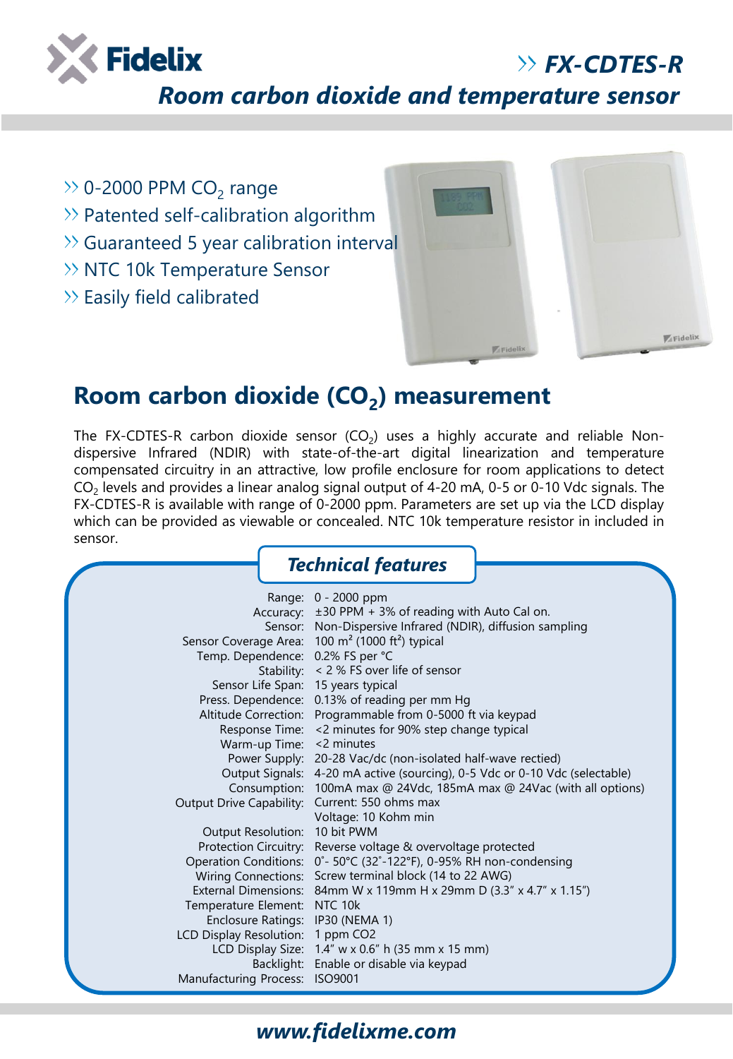Fidelix

# » FX-CDTES-R

## Room carbon dioxide and temperature sensor

- 0-2000 PPM $CO_2$ range
- Patented self-calibration algorithm
- Guaranteed 5 year calibration interval
- NTC 10k Temperature Sensor
- Easily field calibrated

## Room carbon dioxide ($CO_2$) measurement

The FX-CDTES-R carbon dioxide sensor ($CO_2$) uses a highly accurate and reliable Non-dispersive Infrared (NDIR) with state-of-the-art digital linearization and temperature compensated circuitry in an attractive, low profile enclosure for room applications to detect $CO_2$ levels and provides a linear analog signal output of 4-20 mA, 0-5 or 0-10 Vdc signals. The FX-CDTES-R is available with range of 0-2000 ppm. Parameters are set up via the LCD display which can be provided as viewable or concealed. NTC 10k temperature resistor in included in sensor.

### Technical features

| | |
|---|---|
| Range: | 0 - 2000 ppm |
| Accuracy: | ±30 PPM + 3% of reading with Auto Cal on. |
| Sensor: | Non-Dispersive Infrared (NDIR), diffusion sampling |
| Sensor Coverage Area: | 100 m² (1000 ft²) typical |
| Temp. Dependence: | 0.2% FS per °C |
| Stability: | < 2 % FS over life of sensor |
| Sensor Life Span: | 15 years typical |
| Press. Dependence: | 0.13% of reading per mm Hg |
| Altitude Correction: | Programmable from 0-5000 ft via keypad |
| Response Time: | <2 minutes for 90% step change typical |
| Warm-up Time: | <2 minutes |
| Power Supply: | 20-28 Vac/dc (non-isolated half-wave rectied) |
| Output Signals: | 4-20 mA active (sourcing), 0-5 Vdc or 0-10 Vdc (selectable) |
| Consumption: | 100mA max @ 24Vdc, 185mA max @ 24Vac (with all options) |
| Output Drive Capability: | Current: 550 ohms max<br>Voltage: 10 Kohm min |
| Output Resolution: | 10 bit PWM |
| Protection Circuitry: | Reverse voltage & overvoltage protected |
| Operation Conditions: | 0°- 50°C (32°-122°F), 0-95% RH non-condensing |
| Wiring Connections: | Screw terminal block (14 to 22 AWG) |
| External Dimensions: | 84mm W x 119mm H x 29mm D (3.3" x 4.7" x 1.15") |
| Temperature Element: | NTC 10k |
| Enclosure Ratings: | IP30 (NEMA 1) |
| LCD Display Resolution: | 1 ppm CO2 |
| LCD Display Size: | 1.4" w x 0.6" h (35 mm x 15 mm) |
| Backlight: | Enable or disable via keypad |
| Manufacturing Process: | ISO9001 |

***www.fidelixme.com***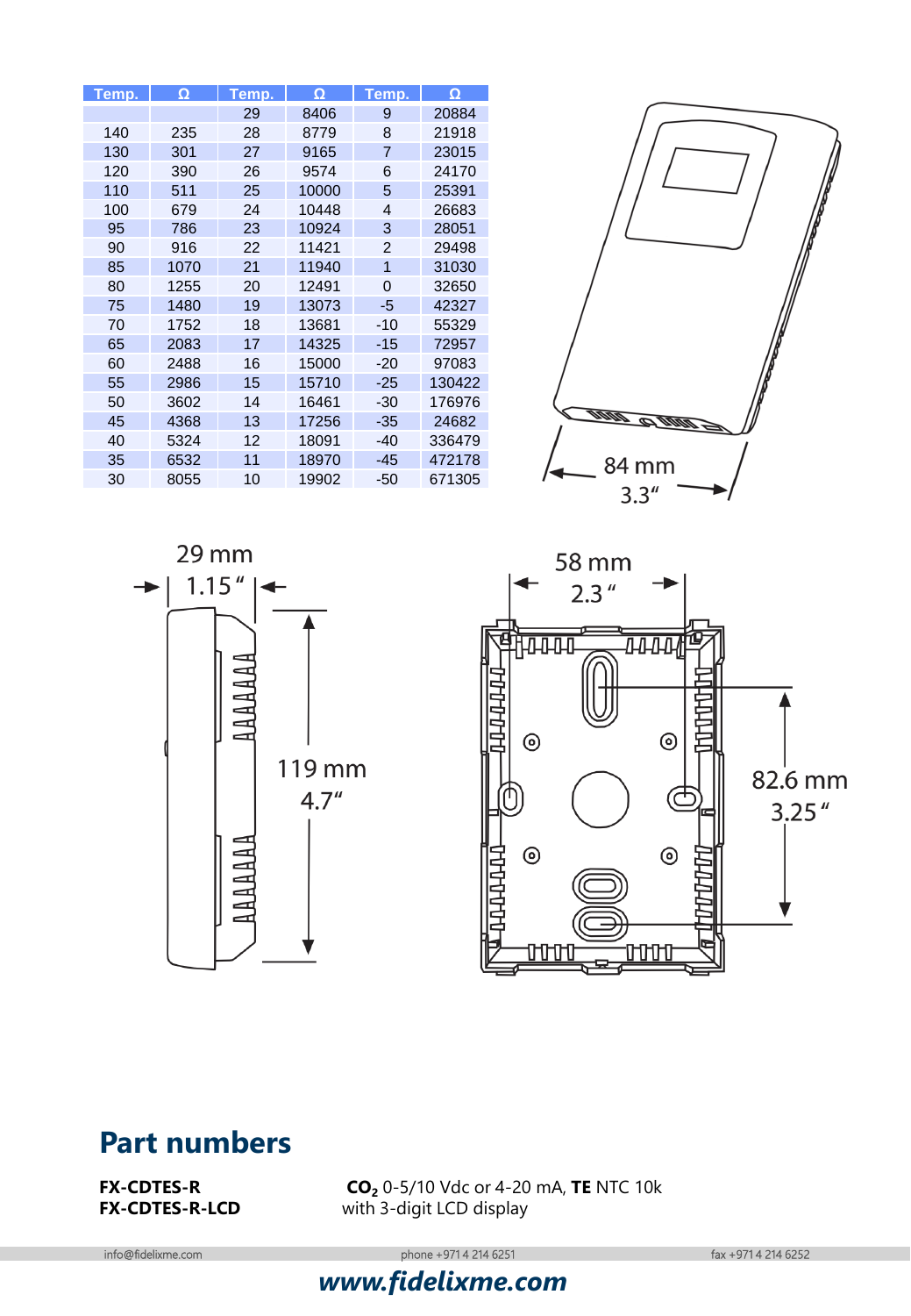| Temp. | Ω | Temp. | Ω | Temp. | Ω |
|---|---|---|---|---|---|
| | | 29 | 8406 | 9 | 20884 |
| 140 | 235 | 28 | 8779 | 8 | 21918 |
| 130 | 301 | 27 | 9165 | 7 | 23015 |
| 120 | 390 | 26 | 9574 | 6 | 24170 |
| 110 | 511 | 25 | 10000 | 5 | 25391 |
| 100 | 679 | 24 | 10448 | 4 | 26683 |
| 95 | 786 | 23 | 10924 | 3 | 28051 |
| 90 | 916 | 22 | 11421 | 2 | 29498 |
| 85 | 1070 | 21 | 11940 | 1 | 31030 |
| 80 | 1255 | 20 | 12491 | 0 | 32650 |
| 75 | 1480 | 19 | 13073 | -5 | 42327 |
| 70 | 1752 | 18 | 13681 | -10 | 55329 |
| 65 | 2083 | 17 | 14325 | -15 | 72957 |
| 60 | 2488 | 16 | 15000 | -20 | 97083 |
| 55 | 2986 | 15 | 15710 | -25 | 130422 |
| 50 | 3602 | 14 | 16461 | -30 | 176976 |
| 45 | 4368 | 13 | 17256 | -35 | 24682 |
| 40 | 5324 | 12 | 18091 | -40 | 336479 |
| 35 | 6532 | 11 | 18970 | -45 | 472178 |
| 30 | 8055 | 10 | 19902 | -50 | 671305 |

84 mm
3.3"

29 mm
1.15"

119 mm
4.7"

58 mm
2.3"

82.6 mm
3.25"

## Part numbers

**FX-CDTES-R**
**FX-CDTES-R-LCD**

**$CO_2$** 0-5/10 Vdc or 4-20 mA, **TE** NTC 10k
with 3-digit LCD display

info@fidelixme.com phone +971 4 214 6251 fax +971 4 214 6252

***www.fidelixme.com***